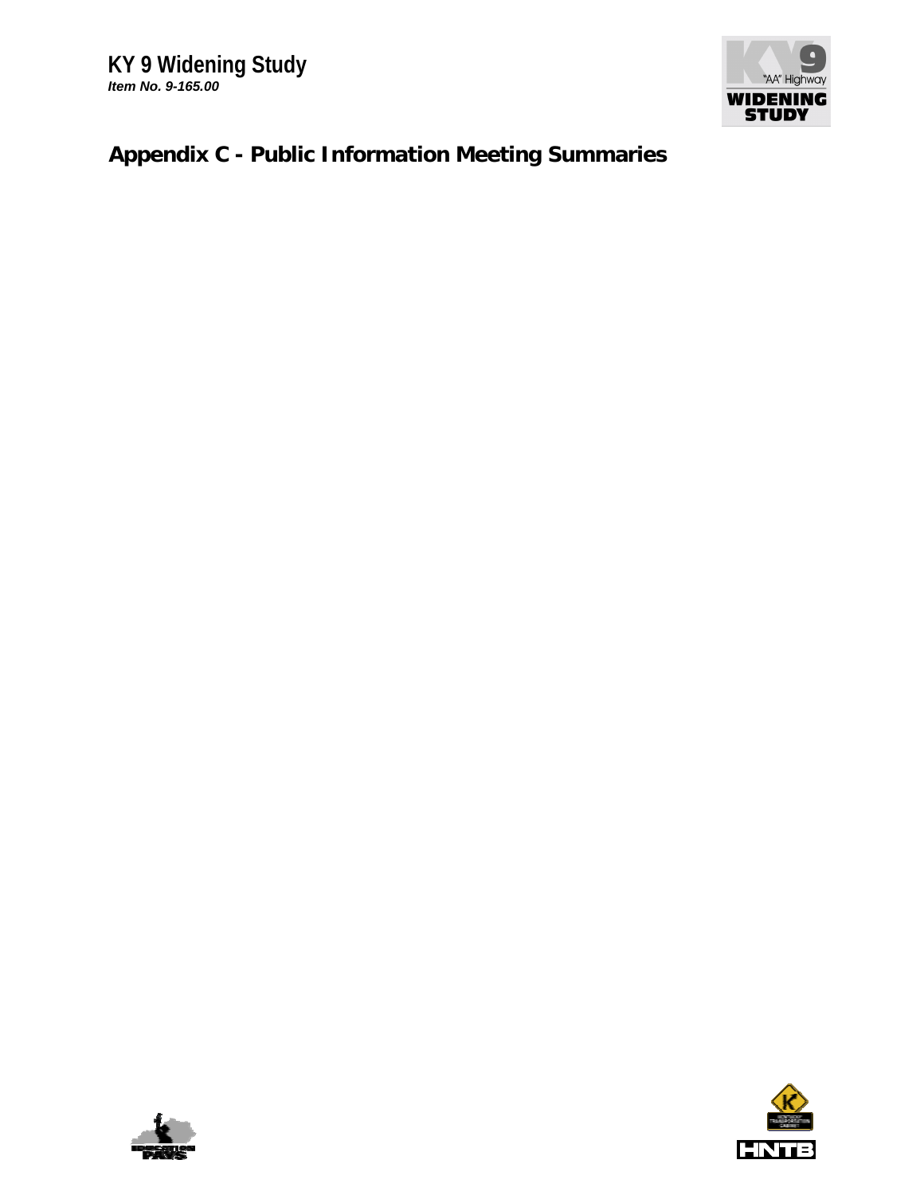# Appendix C - Public Information Meeting Summaries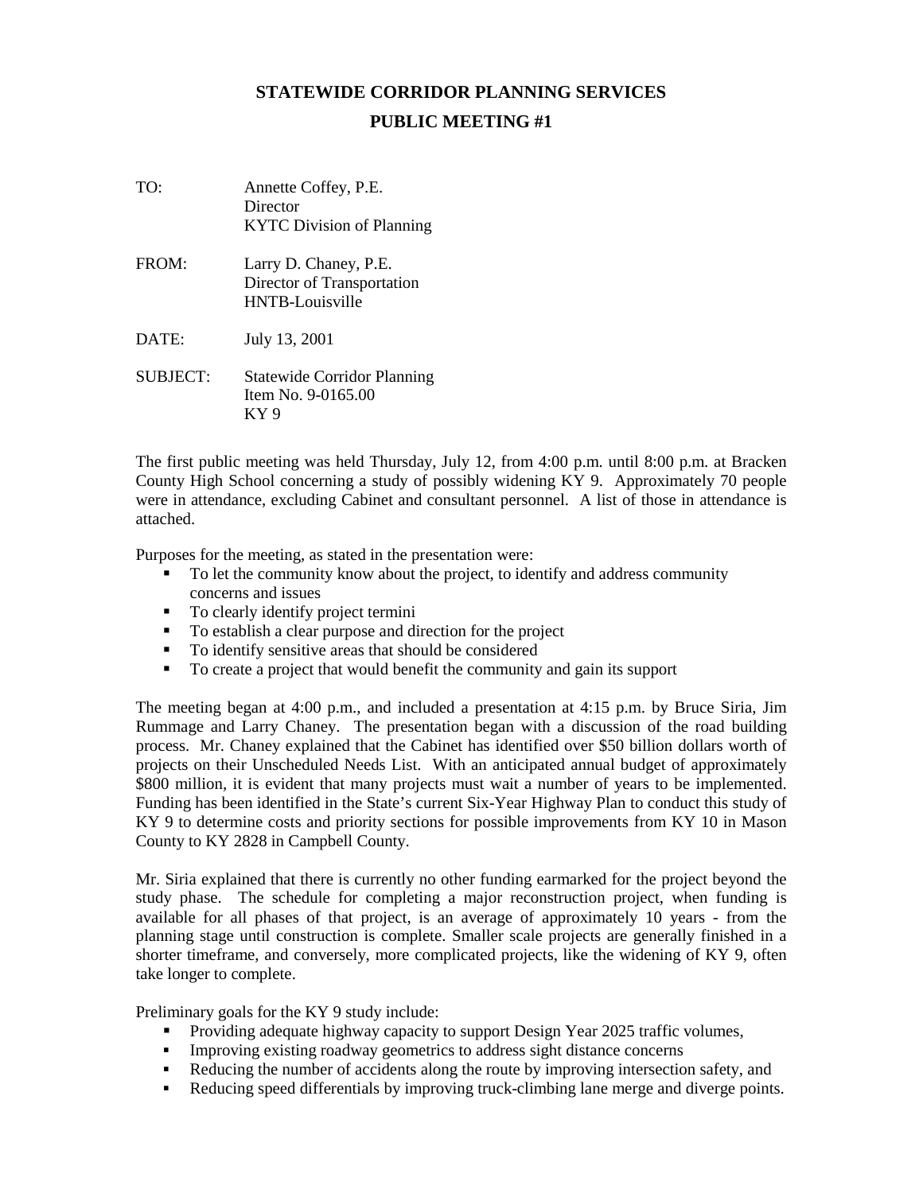# STATEWIDE CORRIDOR PLANNING SERVICES

## PUBLIC MEETING #1

TO: Annette Coffey, P.E.
Director
KYTC Division of Planning

FROM: Larry D. Chaney, P.E.
Director of Transportation
HNTB-Louisville

DATE: July 13, 2001

SUBJECT: Statewide Corridor Planning
Item No. 9-0165.00
KY 9

The first public meeting was held Thursday, July 12, from 4:00 p.m. until 8:00 p.m. at Bracken County High School concerning a study of possibly widening KY 9. Approximately 70 people were in attendance, excluding Cabinet and consultant personnel. A list of those in attendance is attached.

Purposes for the meeting, as stated in the presentation were:

- To let the community know about the project, to identify and address community concerns and issues
- To clearly identify project termini
- To establish a clear purpose and direction for the project
- To identify sensitive areas that should be considered
- To create a project that would benefit the community and gain its support

The meeting began at 4:00 p.m., and included a presentation at 4:15 p.m. by Bruce Siria, Jim Rummage and Larry Chaney. The presentation began with a discussion of the road building process. Mr. Chaney explained that the Cabinet has identified over $50 billion dollars worth of projects on their Unscheduled Needs List. With an anticipated annual budget of approximately $800 million, it is evident that many projects must wait a number of years to be implemented. Funding has been identified in the State's current Six-Year Highway Plan to conduct this study of KY 9 to determine costs and priority sections for possible improvements from KY 10 in Mason County to KY 2828 in Campbell County.

Mr. Siria explained that there is currently no other funding earmarked for the project beyond the study phase. The schedule for completing a major reconstruction project, when funding is available for all phases of that project, is an average of approximately 10 years - from the planning stage until construction is complete. Smaller scale projects are generally finished in a shorter timeframe, and conversely, more complicated projects, like the widening of KY 9, often take longer to complete.

Preliminary goals for the KY 9 study include:

- Providing adequate highway capacity to support Design Year 2025 traffic volumes,
- Improving existing roadway geometrics to address sight distance concerns
- Reducing the number of accidents along the route by improving intersection safety, and
- Reducing speed differentials by improving truck-climbing lane merge and diverge points.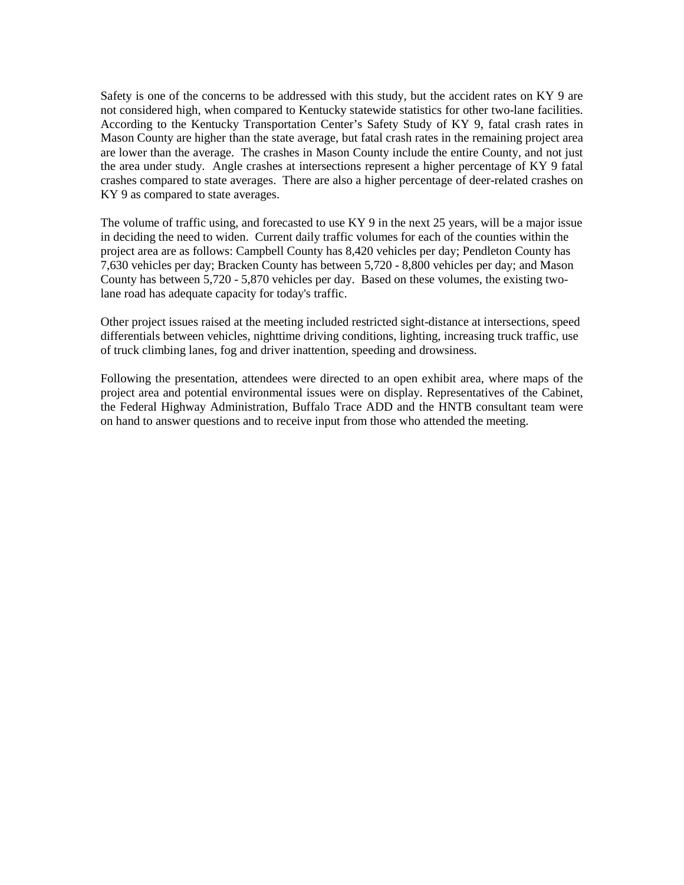Safety is one of the concerns to be addressed with this study, but the accident rates on KY 9 are not considered high, when compared to Kentucky statewide statistics for other two-lane facilities. According to the Kentucky Transportation Center's Safety Study of KY 9, fatal crash rates in Mason County are higher than the state average, but fatal crash rates in the remaining project area are lower than the average. The crashes in Mason County include the entire County, and not just the area under study. Angle crashes at intersections represent a higher percentage of KY 9 fatal crashes compared to state averages. There are also a higher percentage of deer-related crashes on KY 9 as compared to state averages.

The volume of traffic using, and forecasted to use KY 9 in the next 25 years, will be a major issue in deciding the need to widen. Current daily traffic volumes for each of the counties within the project area are as follows: Campbell County has 8,420 vehicles per day; Pendleton County has 7,630 vehicles per day; Bracken County has between 5,720 - 8,800 vehicles per day; and Mason County has between 5,720 - 5,870 vehicles per day. Based on these volumes, the existing two-lane road has adequate capacity for today's traffic.

Other project issues raised at the meeting included restricted sight-distance at intersections, speed differentials between vehicles, nighttime driving conditions, lighting, increasing truck traffic, use of truck climbing lanes, fog and driver inattention, speeding and drowsiness.

Following the presentation, attendees were directed to an open exhibit area, where maps of the project area and potential environmental issues were on display. Representatives of the Cabinet, the Federal Highway Administration, Buffalo Trace ADD and the HNTB consultant team were on hand to answer questions and to receive input from those who attended the meeting.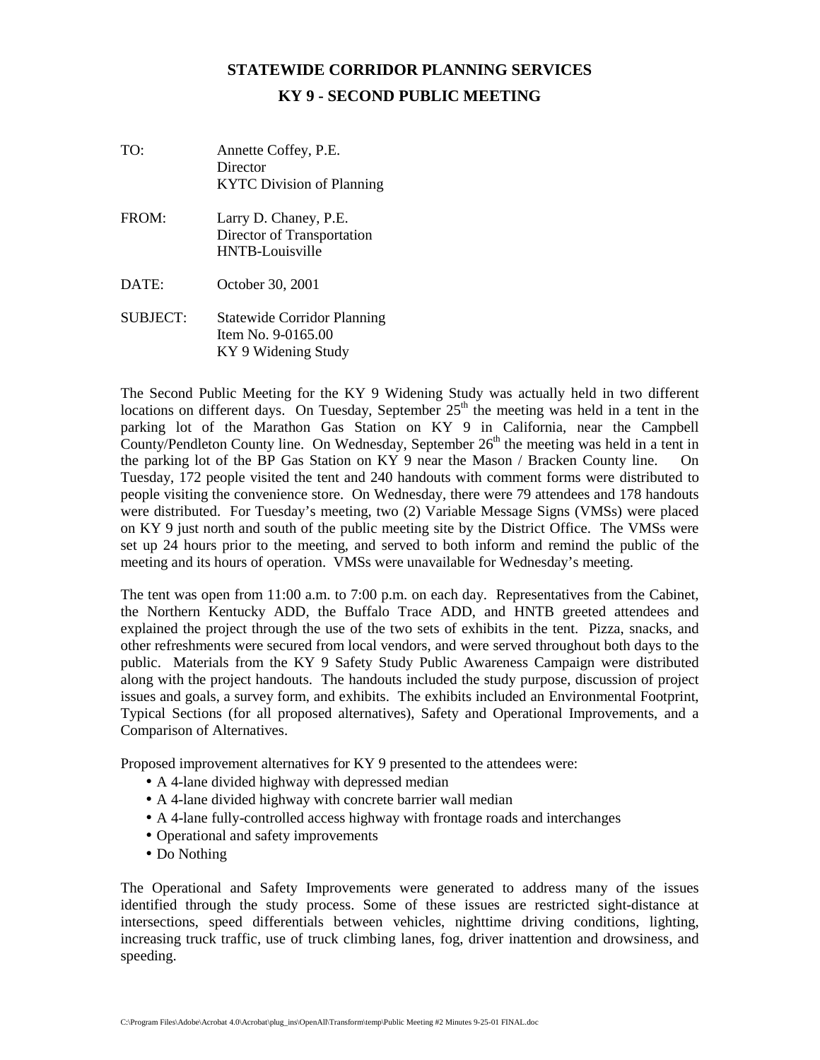# STATEWIDE CORRIDOR PLANNING SERVICES

## KY 9 - SECOND PUBLIC MEETING

TO: Annette Coffey, P.E.
Director
KYTC Division of Planning

FROM: Larry D. Chaney, P.E.
Director of Transportation
HNTB-Louisville

DATE: October 30, 2001

SUBJECT: Statewide Corridor Planning
Item No. 9-0165.00
KY 9 Widening Study

The Second Public Meeting for the KY 9 Widening Study was actually held in two different locations on different days. On Tuesday, September 25th the meeting was held in a tent in the parking lot of the Marathon Gas Station on KY 9 in California, near the Campbell County/Pendleton County line. On Wednesday, September 26th the meeting was held in a tent in the parking lot of the BP Gas Station on KY 9 near the Mason / Bracken County line. On Tuesday, 172 people visited the tent and 240 handouts with comment forms were distributed to people visiting the convenience store. On Wednesday, there were 79 attendees and 178 handouts were distributed. For Tuesday's meeting, two (2) Variable Message Signs (VMSs) were placed on KY 9 just north and south of the public meeting site by the District Office. The VMSs were set up 24 hours prior to the meeting, and served to both inform and remind the public of the meeting and its hours of operation. VMSs were unavailable for Wednesday's meeting.

The tent was open from 11:00 a.m. to 7:00 p.m. on each day. Representatives from the Cabinet, the Northern Kentucky ADD, the Buffalo Trace ADD, and HNTB greeted attendees and explained the project through the use of the two sets of exhibits in the tent. Pizza, snacks, and other refreshments were secured from local vendors, and were served throughout both days to the public. Materials from the KY 9 Safety Study Public Awareness Campaign were distributed along with the project handouts. The handouts included the study purpose, discussion of project issues and goals, a survey form, and exhibits. The exhibits included an Environmental Footprint, Typical Sections (for all proposed alternatives), Safety and Operational Improvements, and a Comparison of Alternatives.

Proposed improvement alternatives for KY 9 presented to the attendees were:

- A 4-lane divided highway with depressed median
- A 4-lane divided highway with concrete barrier wall median
- A 4-lane fully-controlled access highway with frontage roads and interchanges
- Operational and safety improvements
- Do Nothing

The Operational and Safety Improvements were generated to address many of the issues identified through the study process. Some of these issues are restricted sight-distance at intersections, speed differentials between vehicles, nighttime driving conditions, lighting, increasing truck traffic, use of truck climbing lanes, fog, driver inattention and drowsiness, and speeding.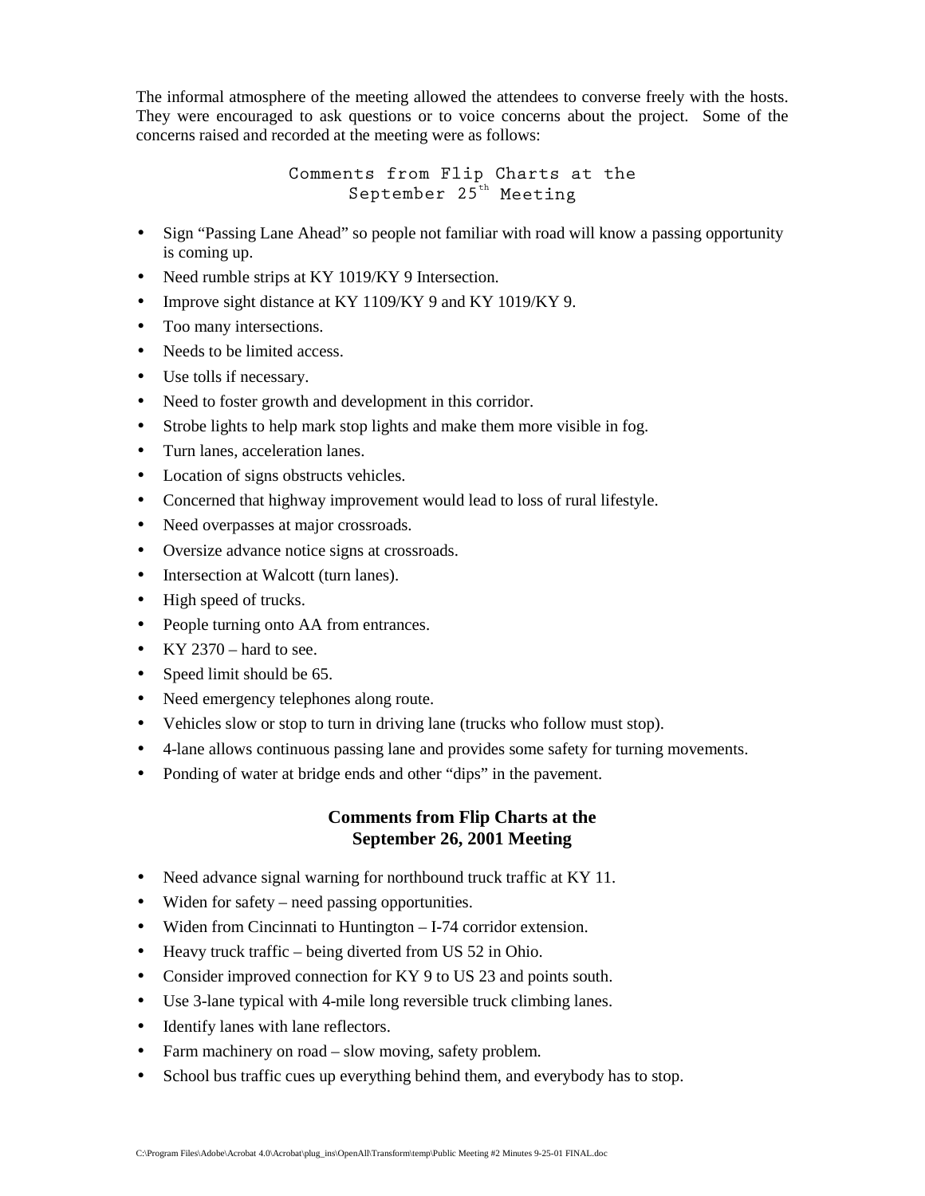The informal atmosphere of the meeting allowed the attendees to converse freely with the hosts. They were encouraged to ask questions or to voice concerns about the project. Some of the concerns raised and recorded at the meeting were as follows:

### Comments from Flip Charts at the September 25th Meeting

- Sign "Passing Lane Ahead" so people not familiar with road will know a passing opportunity is coming up.
- Need rumble strips at KY 1019/KY 9 Intersection.
- Improve sight distance at KY 1109/KY 9 and KY 1019/KY 9.
- Too many intersections.
- Needs to be limited access.
- Use tolls if necessary.
- Need to foster growth and development in this corridor.
- Strobe lights to help mark stop lights and make them more visible in fog.
- Turn lanes, acceleration lanes.
- Location of signs obstructs vehicles.
- Concerned that highway improvement would lead to loss of rural lifestyle.
- Need overpasses at major crossroads.
- Oversize advance notice signs at crossroads.
- Intersection at Walcott (turn lanes).
- High speed of trucks.
- People turning onto AA from entrances.
- KY 2370 – hard to see.
- Speed limit should be 65.
- Need emergency telephones along route.
- Vehicles slow or stop to turn in driving lane (trucks who follow must stop).
- 4-lane allows continuous passing lane and provides some safety for turning movements.
- Ponding of water at bridge ends and other "dips" in the pavement.

### Comments from Flip Charts at the September 26, 2001 Meeting

- Need advance signal warning for northbound truck traffic at KY 11.
- Widen for safety – need passing opportunities.
- Widen from Cincinnati to Huntington – I-74 corridor extension.
- Heavy truck traffic – being diverted from US 52 in Ohio.
- Consider improved connection for KY 9 to US 23 and points south.
- Use 3-lane typical with 4-mile long reversible truck climbing lanes.
- Identify lanes with lane reflectors.
- Farm machinery on road – slow moving, safety problem.
- School bus traffic cues up everything behind them, and everybody has to stop.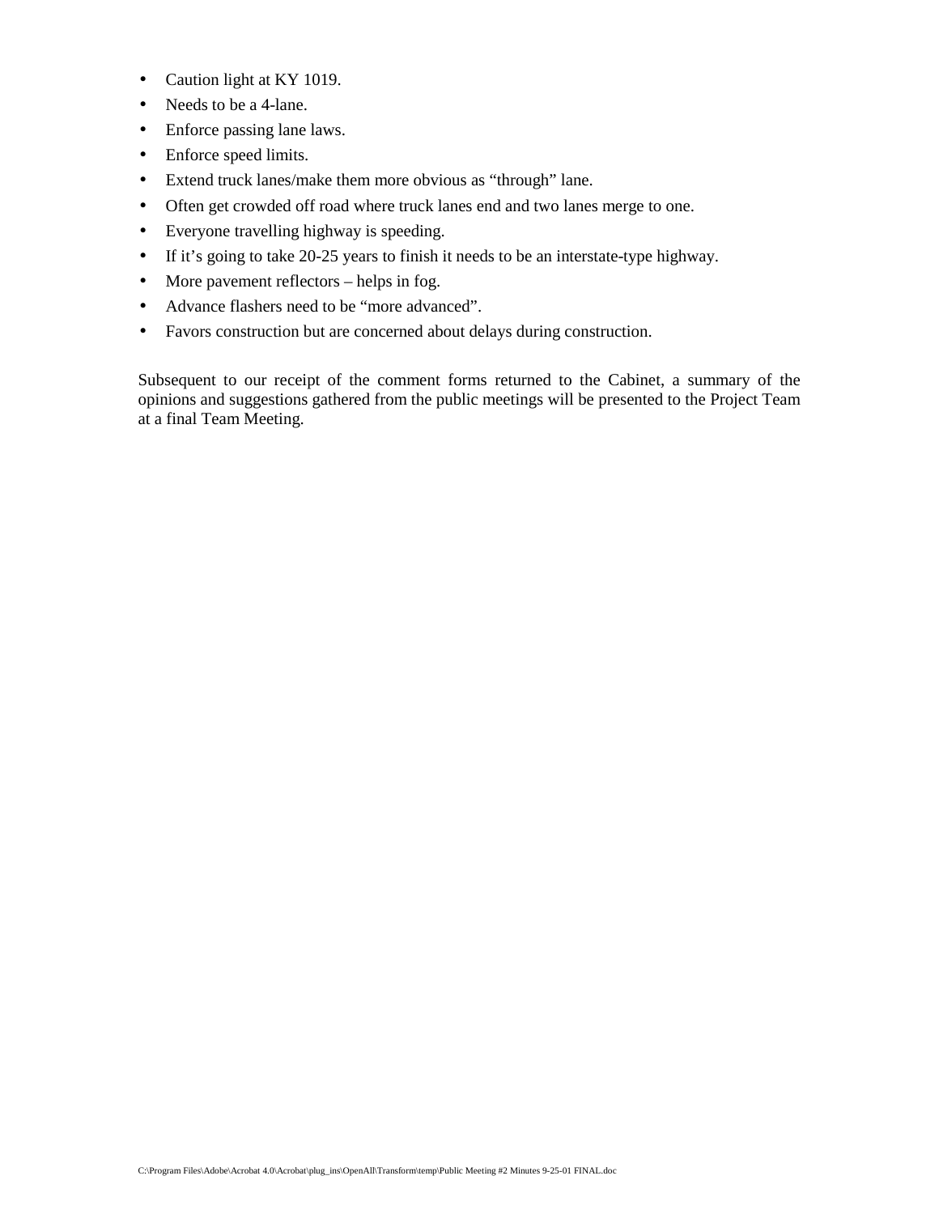- Caution light at KY 1019.
- Needs to be a 4-lane.
- Enforce passing lane laws.
- Enforce speed limits.
- Extend truck lanes/make them more obvious as "through" lane.
- Often get crowded off road where truck lanes end and two lanes merge to one.
- Everyone travelling highway is speeding.
- If it's going to take 20-25 years to finish it needs to be an interstate-type highway.
- More pavement reflectors – helps in fog.
- Advance flashers need to be "more advanced".
- Favors construction but are concerned about delays during construction.

Subsequent to our receipt of the comment forms returned to the Cabinet, a summary of the opinions and suggestions gathered from the public meetings will be presented to the Project Team at a final Team Meeting.